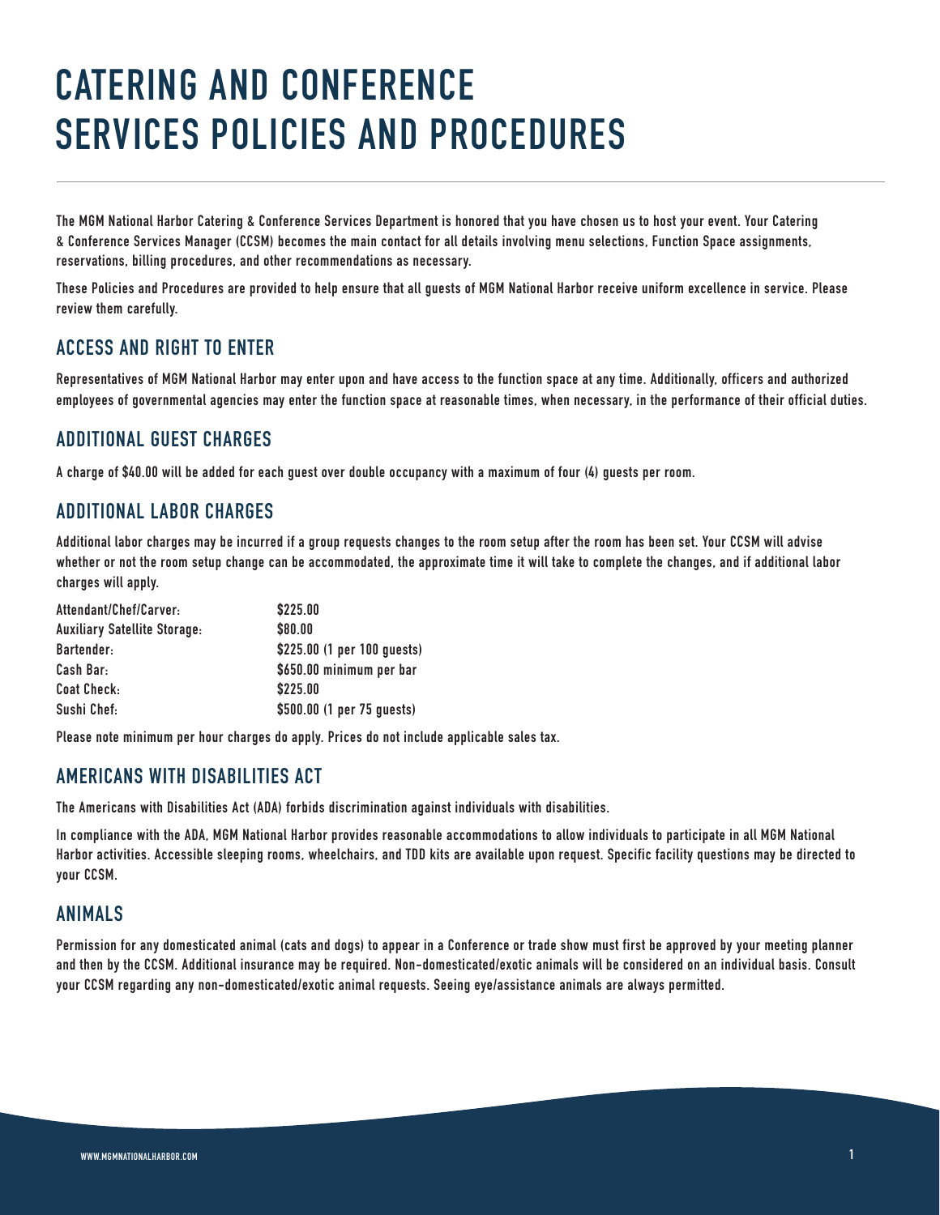# CATERING AND CONFERENCE SERVICES POLICIES AND PROCEDURES

The MGM National Harbor Catering & Conference Services Department is honored that you have chosen us to host your event. Your Catering & Conference Services Manager (CCSM) becomes the main contact for all details involving menu selections, Function Space assignments, reservations, billing procedures, and other recommendations as necessary.

These Policies and Procedures are provided to help ensure that all guests of MGM National Harbor receive uniform excellence in service. Please review them carefully.

## ACCESS AND RIGHT TO ENTER

Representatives of MGM National Harbor may enter upon and have access to the function space at any time. Additionally, officers and authorized employees of governmental agencies may enter the function space at reasonable times, when necessary, in the performance of their official duties.

## ADDITIONAL GUEST CHARGES

A charge of $40.00 will be added for each guest over double occupancy with a maximum of four (4) guests per room.

## ADDITIONAL LABOR CHARGES

Additional labor charges may be incurred if a group requests changes to the room setup after the room has been set. Your CCSM will advise whether or not the room setup change can be accommodated, the approximate time it will take to complete the changes, and if additional labor charges will apply.

| | |
|---|---|
| Attendant/Chef/Carver: | $225.00 |
| Auxiliary Satellite Storage: | $80.00 |
| Bartender: | $225.00 (1 per 100 guests) |
| Cash Bar: | $650.00 minimum per bar |
| Coat Check: | $225.00 |
| Sushi Chef: | $500.00 (1 per 75 guests) |

Please note minimum per hour charges do apply. Prices do not include applicable sales tax.

## AMERICANS WITH DISABILITIES ACT

The Americans with Disabilities Act (ADA) forbids discrimination against individuals with disabilities.

In compliance with the ADA, MGM National Harbor provides reasonable accommodations to allow individuals to participate in all MGM National Harbor activities. Accessible sleeping rooms, wheelchairs, and TDD kits are available upon request. Specific facility questions may be directed to your CCSM.

## ANIMALS

Permission for any domesticated animal (cats and dogs) to appear in a Conference or trade show must first be approved by your meeting planner and then by the CCSM. Additional insurance may be required. Non-domesticated/exotic animals will be considered on an individual basis. Consult your CCSM regarding any non-domesticated/exotic animal requests. Seeing eye/assistance animals are always permitted.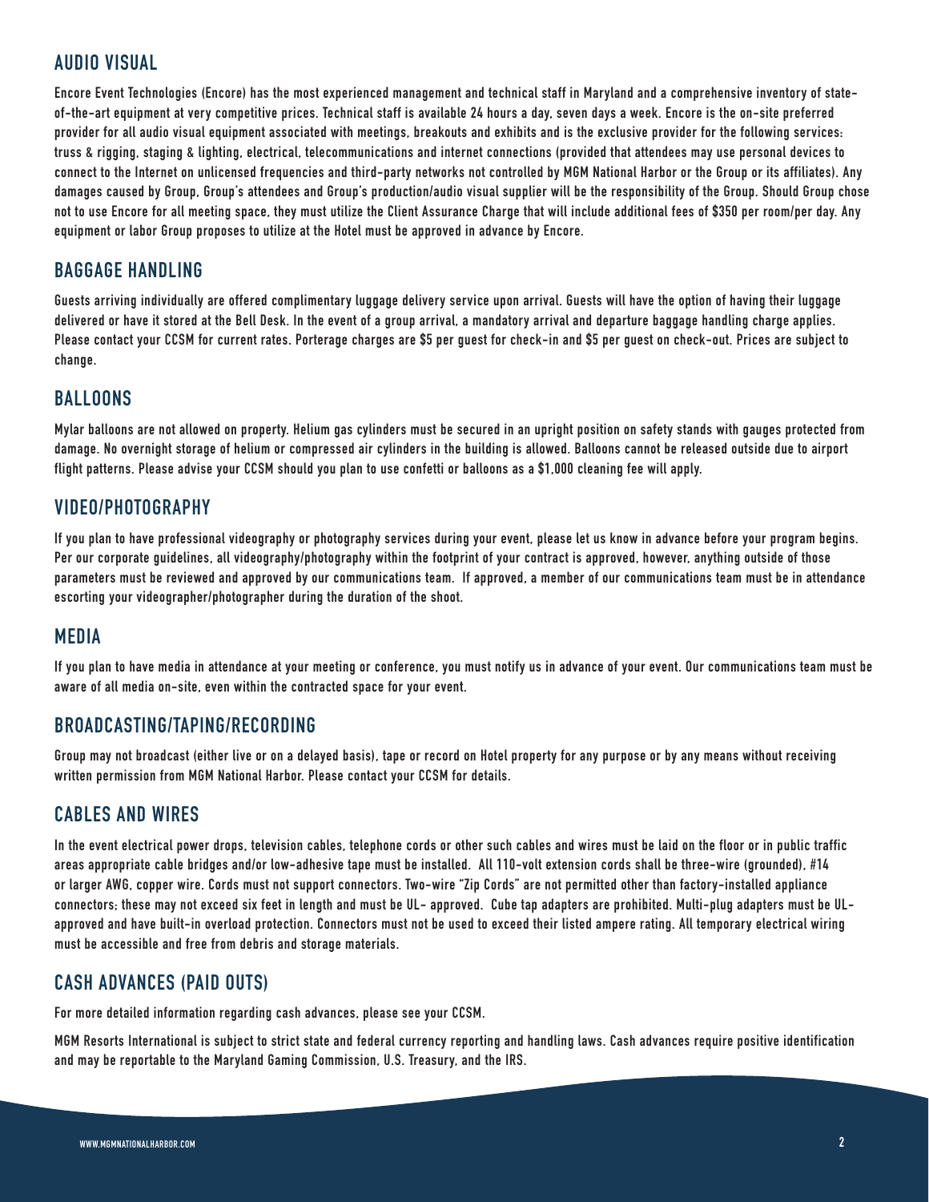## AUDIO VISUAL

Encore Event Technologies (Encore) has the most experienced management and technical staff in Maryland and a comprehensive inventory of state-of-the-art equipment at very competitive prices. Technical staff is available 24 hours a day, seven days a week. Encore is the on-site preferred provider for all audio visual equipment associated with meetings, breakouts and exhibits and is the exclusive provider for the following services: truss & rigging, staging & lighting, electrical, telecommunications and internet connections (provided that attendees may use personal devices to connect to the Internet on unlicensed frequencies and third-party networks not controlled by MGM National Harbor or the Group or its affiliates). Any damages caused by Group, Group's attendees and Group's production/audio visual supplier will be the responsibility of the Group. Should Group chose not to use Encore for all meeting space, they must utilize the Client Assurance Charge that will include additional fees of $350 per room/per day. Any equipment or labor Group proposes to utilize at the Hotel must be approved in advance by Encore.

## BAGGAGE HANDLING

Guests arriving individually are offered complimentary luggage delivery service upon arrival. Guests will have the option of having their luggage delivered or have it stored at the Bell Desk. In the event of a group arrival, a mandatory arrival and departure baggage handling charge applies. Please contact your CCSM for current rates. Porterage charges are $5 per guest for check-in and $5 per guest on check-out. Prices are subject to change.

## BALLOONS

Mylar balloons are not allowed on property. Helium gas cylinders must be secured in an upright position on safety stands with gauges protected from damage. No overnight storage of helium or compressed air cylinders in the building is allowed. Balloons cannot be released outside due to airport flight patterns. Please advise your CCSM should you plan to use confetti or balloons as a $1,000 cleaning fee will apply.

## VIDEO/PHOTOGRAPHY

If you plan to have professional videography or photography services during your event, please let us know in advance before your program begins. Per our corporate guidelines, all videography/photography within the footprint of your contract is approved, however, anything outside of those parameters must be reviewed and approved by our communications team. If approved, a member of our communications team must be in attendance escorting your videographer/photographer during the duration of the shoot.

## MEDIA

If you plan to have media in attendance at your meeting or conference, you must notify us in advance of your event. Our communications team must be aware of all media on-site, even within the contracted space for your event.

## BROADCASTING/TAPING/RECORDING

Group may not broadcast (either live or on a delayed basis), tape or record on Hotel property for any purpose or by any means without receiving written permission from MGM National Harbor. Please contact your CCSM for details.

## CABLES AND WIRES

In the event electrical power drops, television cables, telephone cords or other such cables and wires must be laid on the floor or in public traffic areas appropriate cable bridges and/or low-adhesive tape must be installed. All 110-volt extension cords shall be three-wire (grounded), #14 or larger AWG, copper wire. Cords must not support connectors. Two-wire "Zip Cords" are not permitted other than factory-installed appliance connectors; these may not exceed six feet in length and must be UL- approved. Cube tap adapters are prohibited. Multi-plug adapters must be UL-approved and have built-in overload protection. Connectors must not be used to exceed their listed ampere rating. All temporary electrical wiring must be accessible and free from debris and storage materials.

## CASH ADVANCES (PAID OUTS)

For more detailed information regarding cash advances, please see your CCSM.

MGM Resorts International is subject to strict state and federal currency reporting and handling laws. Cash advances require positive identification and may be reportable to the Maryland Gaming Commission, U.S. Treasury, and the IRS.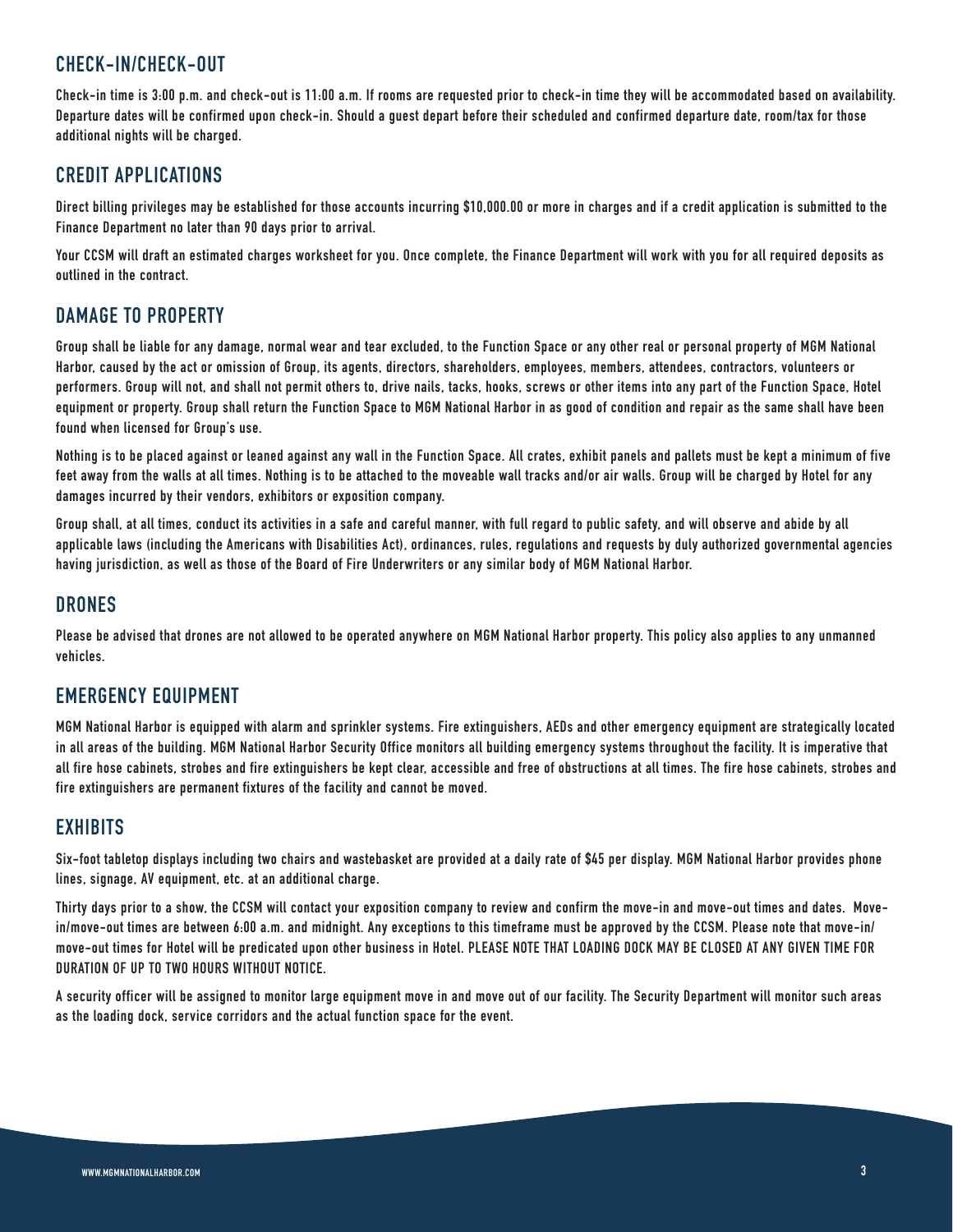## CHECK-IN/CHECK-OUT

Check-in time is 3:00 p.m. and check-out is 11:00 a.m. If rooms are requested prior to check-in time they will be accommodated based on availability. Departure dates will be confirmed upon check-in. Should a guest depart before their scheduled and confirmed departure date, room/tax for those additional nights will be charged.

## CREDIT APPLICATIONS

Direct billing privileges may be established for those accounts incurring $10,000.00 or more in charges and if a credit application is submitted to the Finance Department no later than 90 days prior to arrival.

Your CCSM will draft an estimated charges worksheet for you. Once complete, the Finance Department will work with you for all required deposits as outlined in the contract.

## DAMAGE TO PROPERTY

Group shall be liable for any damage, normal wear and tear excluded, to the Function Space or any other real or personal property of MGM National Harbor, caused by the act or omission of Group, its agents, directors, shareholders, employees, members, attendees, contractors, volunteers or performers. Group will not, and shall not permit others to, drive nails, tacks, hooks, screws or other items into any part of the Function Space, Hotel equipment or property. Group shall return the Function Space to MGM National Harbor in as good of condition and repair as the same shall have been found when licensed for Group's use.

Nothing is to be placed against or leaned against any wall in the Function Space. All crates, exhibit panels and pallets must be kept a minimum of five feet away from the walls at all times. Nothing is to be attached to the moveable wall tracks and/or air walls. Group will be charged by Hotel for any damages incurred by their vendors, exhibitors or exposition company.

Group shall, at all times, conduct its activities in a safe and careful manner, with full regard to public safety, and will observe and abide by all applicable laws (including the Americans with Disabilities Act), ordinances, rules, regulations and requests by duly authorized governmental agencies having jurisdiction, as well as those of the Board of Fire Underwriters or any similar body of MGM National Harbor.

## DRONES

Please be advised that drones are not allowed to be operated anywhere on MGM National Harbor property. This policy also applies to any unmanned vehicles.

## EMERGENCY EQUIPMENT

MGM National Harbor is equipped with alarm and sprinkler systems. Fire extinguishers, AEDs and other emergency equipment are strategically located in all areas of the building. MGM National Harbor Security Office monitors all building emergency systems throughout the facility. It is imperative that all fire hose cabinets, strobes and fire extinguishers be kept clear, accessible and free of obstructions at all times. The fire hose cabinets, strobes and fire extinguishers are permanent fixtures of the facility and cannot be moved.

## EXHIBITS

Six-foot tabletop displays including two chairs and wastebasket are provided at a daily rate of $45 per display. MGM National Harbor provides phone lines, signage, AV equipment, etc. at an additional charge.

Thirty days prior to a show, the CCSM will contact your exposition company to review and confirm the move-in and move-out times and dates. Move-in/move-out times are between 6:00 a.m. and midnight. Any exceptions to this timeframe must be approved by the CCSM. Please note that move-in/move-out times for Hotel will be predicated upon other business in Hotel. PLEASE NOTE THAT LOADING DOCK MAY BE CLOSED AT ANY GIVEN TIME FOR DURATION OF UP TO TWO HOURS WITHOUT NOTICE.

A security officer will be assigned to monitor large equipment move in and move out of our facility. The Security Department will monitor such areas as the loading dock, service corridors and the actual function space for the event.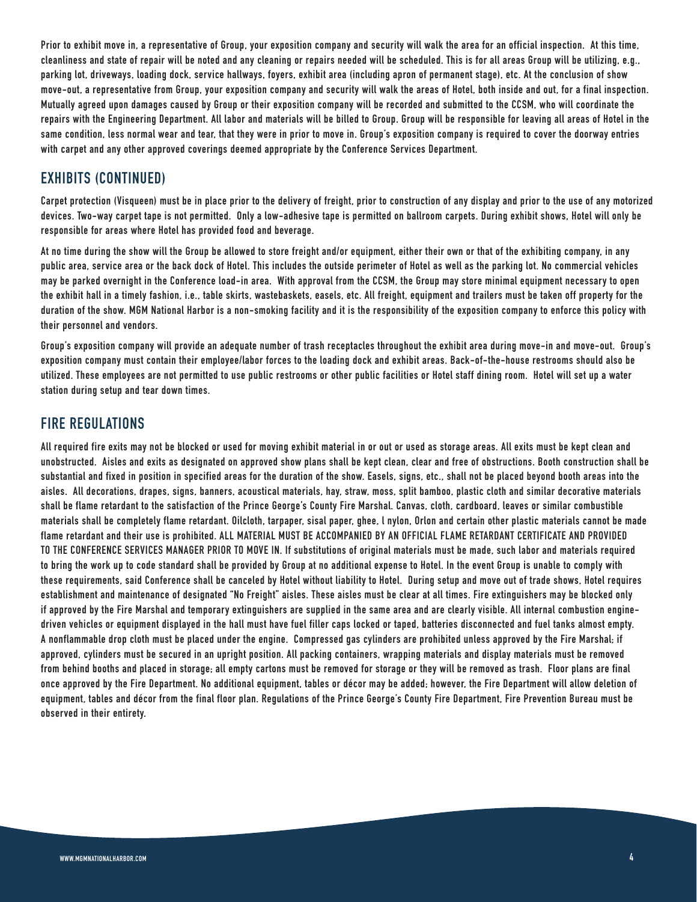Prior to exhibit move in, a representative of Group, your exposition company and security will walk the area for an official inspection. At this time, cleanliness and state of repair will be noted and any cleaning or repairs needed will be scheduled. This is for all areas Group will be utilizing, e.g., parking lot, driveways, loading dock, service hallways, foyers, exhibit area (including apron of permanent stage), etc. At the conclusion of show move-out, a representative from Group, your exposition company and security will walk the areas of Hotel, both inside and out, for a final inspection. Mutually agreed upon damages caused by Group or their exposition company will be recorded and submitted to the CCSM, who will coordinate the repairs with the Engineering Department. All labor and materials will be billed to Group. Group will be responsible for leaving all areas of Hotel in the same condition, less normal wear and tear, that they were in prior to move in. Group's exposition company is required to cover the doorway entries with carpet and any other approved coverings deemed appropriate by the Conference Services Department.

## EXHIBITS (CONTINUED)

Carpet protection (Visqueen) must be in place prior to the delivery of freight, prior to construction of any display and prior to the use of any motorized devices. Two-way carpet tape is not permitted. Only a low-adhesive tape is permitted on ballroom carpets. During exhibit shows, Hotel will only be responsible for areas where Hotel has provided food and beverage.

At no time during the show will the Group be allowed to store freight and/or equipment, either their own or that of the exhibiting company, in any public area, service area or the back dock of Hotel. This includes the outside perimeter of Hotel as well as the parking lot. No commercial vehicles may be parked overnight in the Conference load-in area. With approval from the CCSM, the Group may store minimal equipment necessary to open the exhibit hall in a timely fashion, i.e., table skirts, wastebaskets, easels, etc. All freight, equipment and trailers must be taken off property for the duration of the show. MGM National Harbor is a non-smoking facility and it is the responsibility of the exposition company to enforce this policy with their personnel and vendors.

Group's exposition company will provide an adequate number of trash receptacles throughout the exhibit area during move-in and move-out. Group's exposition company must contain their employee/labor forces to the loading dock and exhibit areas. Back-of-the-house restrooms should also be utilized. These employees are not permitted to use public restrooms or other public facilities or Hotel staff dining room. Hotel will set up a water station during setup and tear down times.

## FIRE REGULATIONS

All required fire exits may not be blocked or used for moving exhibit material in or out or used as storage areas. All exits must be kept clean and unobstructed. Aisles and exits as designated on approved show plans shall be kept clean, clear and free of obstructions. Booth construction shall be substantial and fixed in position in specified areas for the duration of the show. Easels, signs, etc., shall not be placed beyond booth areas into the aisles. All decorations, drapes, signs, banners, acoustical materials, hay, straw, moss, split bamboo, plastic cloth and similar decorative materials shall be flame retardant to the satisfaction of the Prince George's County Fire Marshal. Canvas, cloth, cardboard, leaves or similar combustible materials shall be completely flame retardant. Oilcloth, tarpaper, sisal paper, ghee, l nylon, Orlon and certain other plastic materials cannot be made flame retardant and their use is prohibited. ALL MATERIAL MUST BE ACCOMPANIED BY AN OFFICIAL FLAME RETARDANT CERTIFICATE AND PROVIDED TO THE CONFERENCE SERVICES MANAGER PRIOR TO MOVE IN. If substitutions of original materials must be made, such labor and materials required to bring the work up to code standard shall be provided by Group at no additional expense to Hotel. In the event Group is unable to comply with these requirements, said Conference shall be canceled by Hotel without liability to Hotel. During setup and move out of trade shows, Hotel requires establishment and maintenance of designated "No Freight" aisles. These aisles must be clear at all times. Fire extinguishers may be blocked only if approved by the Fire Marshal and temporary extinguishers are supplied in the same area and are clearly visible. All internal combustion engine-driven vehicles or equipment displayed in the hall must have fuel filler caps locked or taped, batteries disconnected and fuel tanks almost empty. A nonflammable drop cloth must be placed under the engine. Compressed gas cylinders are prohibited unless approved by the Fire Marshal; if approved, cylinders must be secured in an upright position. All packing containers, wrapping materials and display materials must be removed from behind booths and placed in storage; all empty cartons must be removed for storage or they will be removed as trash. Floor plans are final once approved by the Fire Department. No additional equipment, tables or décor may be added; however, the Fire Department will allow deletion of equipment, tables and décor from the final floor plan. Regulations of the Prince George's County Fire Department, Fire Prevention Bureau must be observed in their entirety.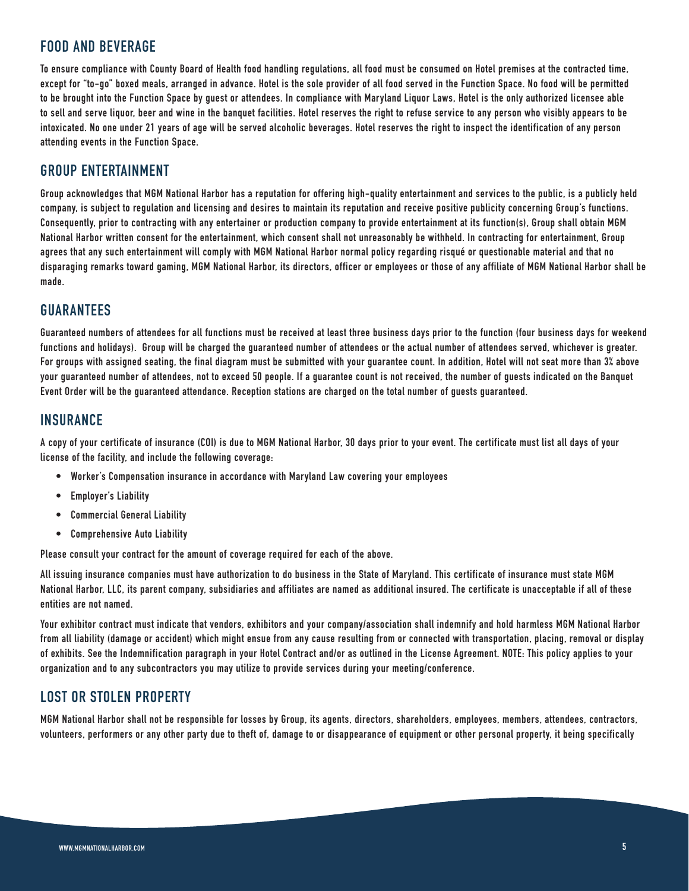## FOOD AND BEVERAGE

To ensure compliance with County Board of Health food handling regulations, all food must be consumed on Hotel premises at the contracted time, except for "to-go" boxed meals, arranged in advance. Hotel is the sole provider of all food served in the Function Space. No food will be permitted to be brought into the Function Space by guest or attendees. In compliance with Maryland Liquor Laws, Hotel is the only authorized licensee able to sell and serve liquor, beer and wine in the banquet facilities. Hotel reserves the right to refuse service to any person who visibly appears to be intoxicated. No one under 21 years of age will be served alcoholic beverages. Hotel reserves the right to inspect the identification of any person attending events in the Function Space.

## GROUP ENTERTAINMENT

Group acknowledges that MGM National Harbor has a reputation for offering high-quality entertainment and services to the public, is a publicly held company, is subject to regulation and licensing and desires to maintain its reputation and receive positive publicity concerning Group's functions. Consequently, prior to contracting with any entertainer or production company to provide entertainment at its function(s), Group shall obtain MGM National Harbor written consent for the entertainment, which consent shall not unreasonably be withheld. In contracting for entertainment, Group agrees that any such entertainment will comply with MGM National Harbor normal policy regarding risqué or questionable material and that no disparaging remarks toward gaming, MGM National Harbor, its directors, officer or employees or those of any affiliate of MGM National Harbor shall be made.

## GUARANTEES

Guaranteed numbers of attendees for all functions must be received at least three business days prior to the function (four business days for weekend functions and holidays). Group will be charged the guaranteed number of attendees or the actual number of attendees served, whichever is greater. For groups with assigned seating, the final diagram must be submitted with your guarantee count. In addition, Hotel will not seat more than 3% above your guaranteed number of attendees, not to exceed 50 people. If a guarantee count is not received, the number of guests indicated on the Banquet Event Order will be the guaranteed attendance. Reception stations are charged on the total number of guests guaranteed.

## INSURANCE

A copy of your certificate of insurance (COI) is due to MGM National Harbor, 30 days prior to your event. The certificate must list all days of your license of the facility, and include the following coverage:

- Worker's Compensation insurance in accordance with Maryland Law covering your employees
- Employer's Liability
- Commercial General Liability
- Comprehensive Auto Liability

Please consult your contract for the amount of coverage required for each of the above.

All issuing insurance companies must have authorization to do business in the State of Maryland. This certificate of insurance must state MGM National Harbor, LLC, its parent company, subsidiaries and affiliates are named as additional insured. The certificate is unacceptable if all of these entities are not named.

Your exhibitor contract must indicate that vendors, exhibitors and your company/association shall indemnify and hold harmless MGM National Harbor from all liability (damage or accident) which might ensue from any cause resulting from or connected with transportation, placing, removal or display of exhibits. See the Indemnification paragraph in your Hotel Contract and/or as outlined in the License Agreement. NOTE: This policy applies to your organization and to any subcontractors you may utilize to provide services during your meeting/conference.

## LOST OR STOLEN PROPERTY

MGM National Harbor shall not be responsible for losses by Group, its agents, directors, shareholders, employees, members, attendees, contractors, volunteers, performers or any other party due to theft of, damage to or disappearance of equipment or other personal property, it being specifically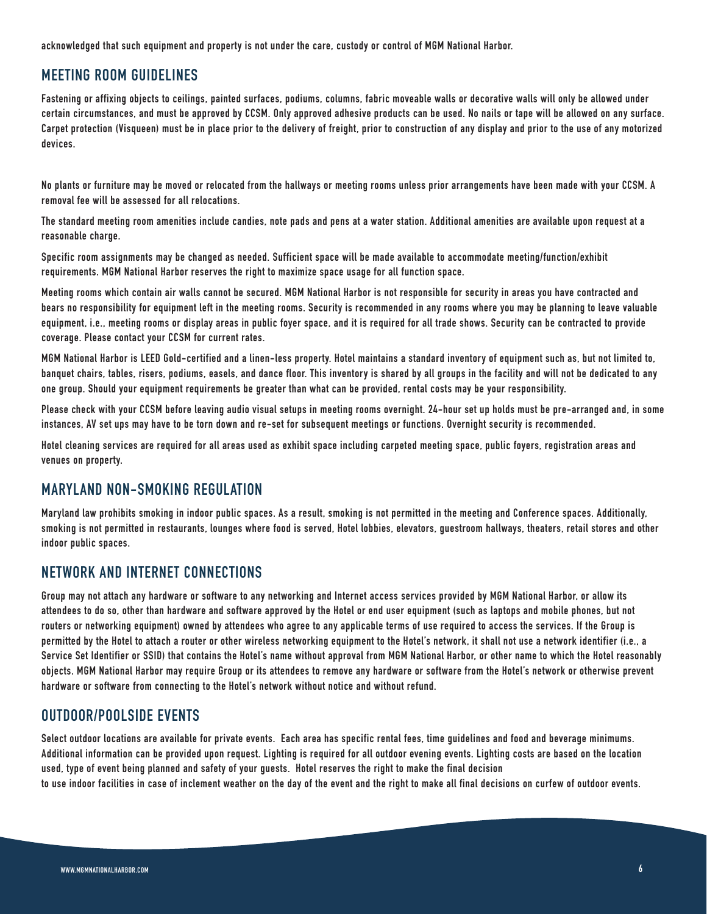acknowledged that such equipment and property is not under the care, custody or control of MGM National Harbor.

## MEETING ROOM GUIDELINES

Fastening or affixing objects to ceilings, painted surfaces, podiums, columns, fabric moveable walls or decorative walls will only be allowed under certain circumstances, and must be approved by CCSM. Only approved adhesive products can be used. No nails or tape will be allowed on any surface. Carpet protection (Visqueen) must be in place prior to the delivery of freight, prior to construction of any display and prior to the use of any motorized devices.

No plants or furniture may be moved or relocated from the hallways or meeting rooms unless prior arrangements have been made with your CCSM. A removal fee will be assessed for all relocations.

The standard meeting room amenities include candies, note pads and pens at a water station. Additional amenities are available upon request at a reasonable charge.

Specific room assignments may be changed as needed. Sufficient space will be made available to accommodate meeting/function/exhibit requirements. MGM National Harbor reserves the right to maximize space usage for all function space.

Meeting rooms which contain air walls cannot be secured. MGM National Harbor is not responsible for security in areas you have contracted and bears no responsibility for equipment left in the meeting rooms. Security is recommended in any rooms where you may be planning to leave valuable equipment, i.e., meeting rooms or display areas in public foyer space, and it is required for all trade shows. Security can be contracted to provide coverage. Please contact your CCSM for current rates.

MGM National Harbor is LEED Gold-certified and a linen-less property. Hotel maintains a standard inventory of equipment such as, but not limited to, banquet chairs, tables, risers, podiums, easels, and dance floor. This inventory is shared by all groups in the facility and will not be dedicated to any one group. Should your equipment requirements be greater than what can be provided, rental costs may be your responsibility.

Please check with your CCSM before leaving audio visual setups in meeting rooms overnight. 24-hour set up holds must be pre-arranged and, in some instances, AV set ups may have to be torn down and re-set for subsequent meetings or functions. Overnight security is recommended.

Hotel cleaning services are required for all areas used as exhibit space including carpeted meeting space, public foyers, registration areas and venues on property.

## MARYLAND NON-SMOKING REGULATION

Maryland law prohibits smoking in indoor public spaces. As a result, smoking is not permitted in the meeting and Conference spaces. Additionally, smoking is not permitted in restaurants, lounges where food is served, Hotel lobbies, elevators, guestroom hallways, theaters, retail stores and other indoor public spaces.

## NETWORK AND INTERNET CONNECTIONS

Group may not attach any hardware or software to any networking and Internet access services provided by MGM National Harbor, or allow its attendees to do so, other than hardware and software approved by the Hotel or end user equipment (such as laptops and mobile phones, but not routers or networking equipment) owned by attendees who agree to any applicable terms of use required to access the services. If the Group is permitted by the Hotel to attach a router or other wireless networking equipment to the Hotel's network, it shall not use a network identifier (i.e., a Service Set Identifier or SSID) that contains the Hotel's name without approval from MGM National Harbor, or other name to which the Hotel reasonably objects. MGM National Harbor may require Group or its attendees to remove any hardware or software from the Hotel's network or otherwise prevent hardware or software from connecting to the Hotel's network without notice and without refund.

## OUTDOOR/POOLSIDE EVENTS

Select outdoor locations are available for private events. Each area has specific rental fees, time guidelines and food and beverage minimums. Additional information can be provided upon request. Lighting is required for all outdoor evening events. Lighting costs are based on the location used, type of event being planned and safety of your guests. Hotel reserves the right to make the final decision to use indoor facilities in case of inclement weather on the day of the event and the right to make all final decisions on curfew of outdoor events.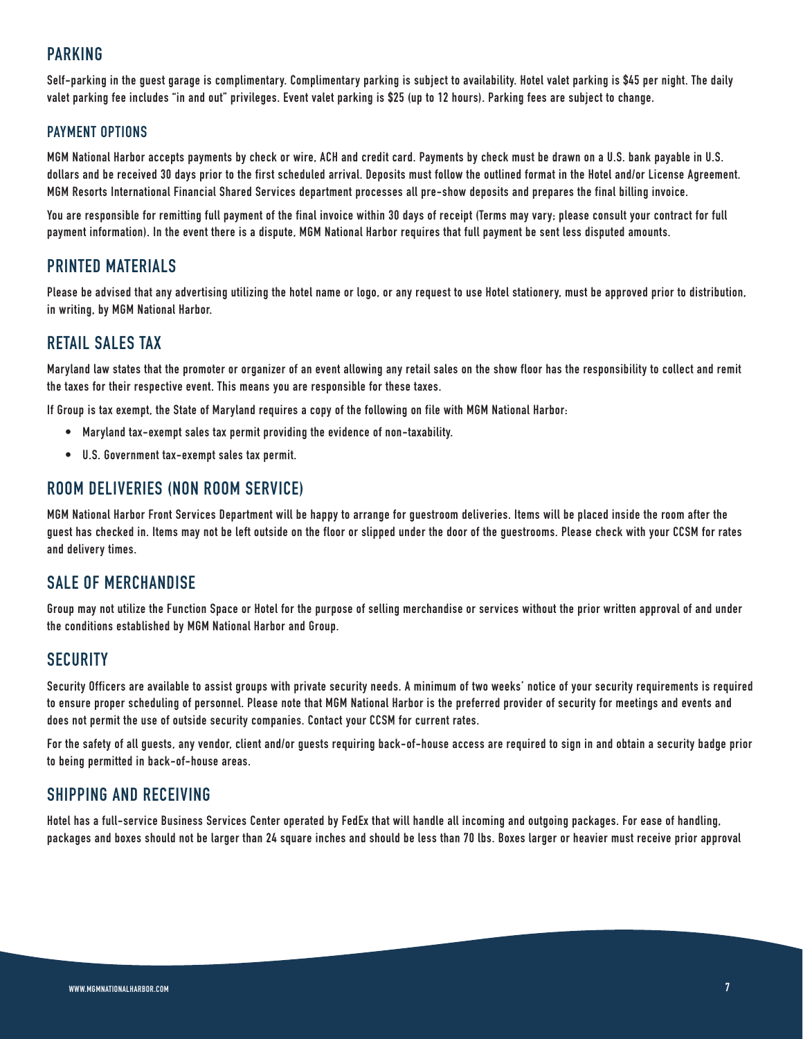## PARKING

Self-parking in the guest garage is complimentary. Complimentary parking is subject to availability. Hotel valet parking is $45 per night. The daily valet parking fee includes "in and out" privileges. Event valet parking is $25 (up to 12 hours). Parking fees are subject to change.

### PAYMENT OPTIONS

MGM National Harbor accepts payments by check or wire, ACH and credit card. Payments by check must be drawn on a U.S. bank payable in U.S. dollars and be received 30 days prior to the first scheduled arrival. Deposits must follow the outlined format in the Hotel and/or License Agreement. MGM Resorts International Financial Shared Services department processes all pre-show deposits and prepares the final billing invoice.

You are responsible for remitting full payment of the final invoice within 30 days of receipt (Terms may vary; please consult your contract for full payment information). In the event there is a dispute, MGM National Harbor requires that full payment be sent less disputed amounts.

## PRINTED MATERIALS

Please be advised that any advertising utilizing the hotel name or logo, or any request to use Hotel stationery, must be approved prior to distribution, in writing, by MGM National Harbor.

## RETAIL SALES TAX

Maryland law states that the promoter or organizer of an event allowing any retail sales on the show floor has the responsibility to collect and remit the taxes for their respective event. This means you are responsible for these taxes.

If Group is tax exempt, the State of Maryland requires a copy of the following on file with MGM National Harbor:

- Maryland tax-exempt sales tax permit providing the evidence of non-taxability.
- U.S. Government tax-exempt sales tax permit.

## ROOM DELIVERIES (NON ROOM SERVICE)

MGM National Harbor Front Services Department will be happy to arrange for guestroom deliveries. Items will be placed inside the room after the guest has checked in. Items may not be left outside on the floor or slipped under the door of the guestrooms. Please check with your CCSM for rates and delivery times.

## SALE OF MERCHANDISE

Group may not utilize the Function Space or Hotel for the purpose of selling merchandise or services without the prior written approval of and under the conditions established by MGM National Harbor and Group.

## SECURITY

Security Officers are available to assist groups with private security needs. A minimum of two weeks' notice of your security requirements is required to ensure proper scheduling of personnel. Please note that MGM National Harbor is the preferred provider of security for meetings and events and does not permit the use of outside security companies. Contact your CCSM for current rates.

For the safety of all guests, any vendor, client and/or guests requiring back-of-house access are required to sign in and obtain a security badge prior to being permitted in back-of-house areas.

## SHIPPING AND RECEIVING

Hotel has a full-service Business Services Center operated by FedEx that will handle all incoming and outgoing packages. For ease of handling, packages and boxes should not be larger than 24 square inches and should be less than 70 lbs. Boxes larger or heavier must receive prior approval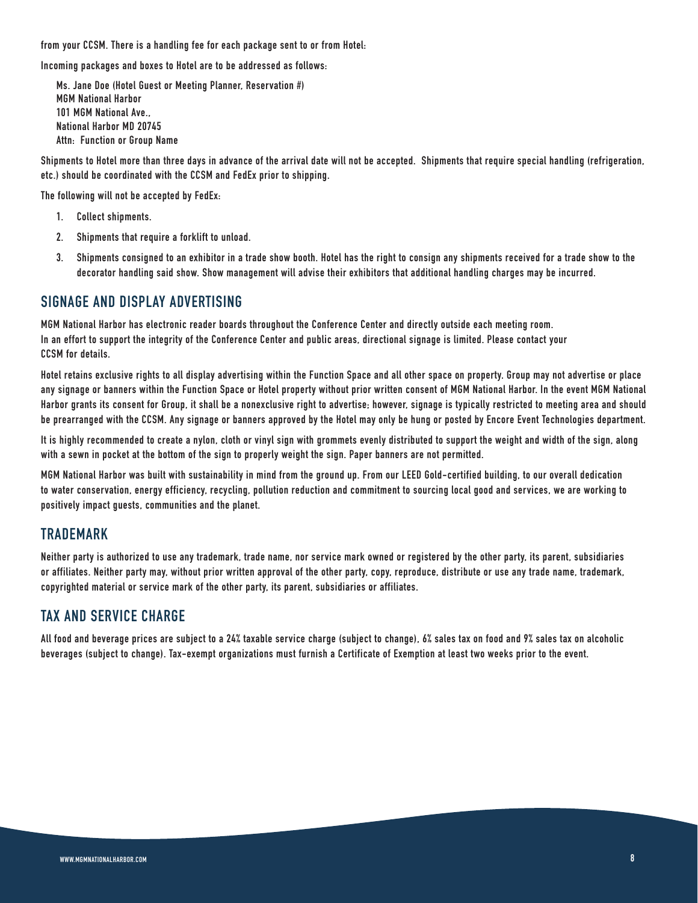from your CCSM. There is a handling fee for each package sent to or from Hotel:

Incoming packages and boxes to Hotel are to be addressed as follows:

Ms. Jane Doe (Hotel Guest or Meeting Planner, Reservation #)
MGM National Harbor
101 MGM National Ave.,
National Harbor MD 20745
Attn: Function or Group Name

Shipments to Hotel more than three days in advance of the arrival date will not be accepted. Shipments that require special handling (refrigeration, etc.) should be coordinated with the CCSM and FedEx prior to shipping.

The following will not be accepted by FedEx:

1. Collect shipments.
2. Shipments that require a forklift to unload.
3. Shipments consigned to an exhibitor in a trade show booth. Hotel has the right to consign any shipments received for a trade show to the decorator handling said show. Show management will advise their exhibitors that additional handling charges may be incurred.

## SIGNAGE AND DISPLAY ADVERTISING

MGM National Harbor has electronic reader boards throughout the Conference Center and directly outside each meeting room. In an effort to support the integrity of the Conference Center and public areas, directional signage is limited. Please contact your CCSM for details.

Hotel retains exclusive rights to all display advertising within the Function Space and all other space on property. Group may not advertise or place any signage or banners within the Function Space or Hotel property without prior written consent of MGM National Harbor. In the event MGM National Harbor grants its consent for Group, it shall be a nonexclusive right to advertise; however, signage is typically restricted to meeting area and should be prearranged with the CCSM. Any signage or banners approved by the Hotel may only be hung or posted by Encore Event Technologies department.

It is highly recommended to create a nylon, cloth or vinyl sign with grommets evenly distributed to support the weight and width of the sign, along with a sewn in pocket at the bottom of the sign to properly weight the sign. Paper banners are not permitted.

MGM National Harbor was built with sustainability in mind from the ground up. From our LEED Gold-certified building, to our overall dedication to water conservation, energy efficiency, recycling, pollution reduction and commitment to sourcing local good and services, we are working to positively impact guests, communities and the planet.

## TRADEMARK

Neither party is authorized to use any trademark, trade name, nor service mark owned or registered by the other party, its parent, subsidiaries or affiliates. Neither party may, without prior written approval of the other party, copy, reproduce, distribute or use any trade name, trademark, copyrighted material or service mark of the other party, its parent, subsidiaries or affiliates.

## TAX AND SERVICE CHARGE

All food and beverage prices are subject to a 24% taxable service charge (subject to change), 6% sales tax on food and 9% sales tax on alcoholic beverages (subject to change). Tax-exempt organizations must furnish a Certificate of Exemption at least two weeks prior to the event.